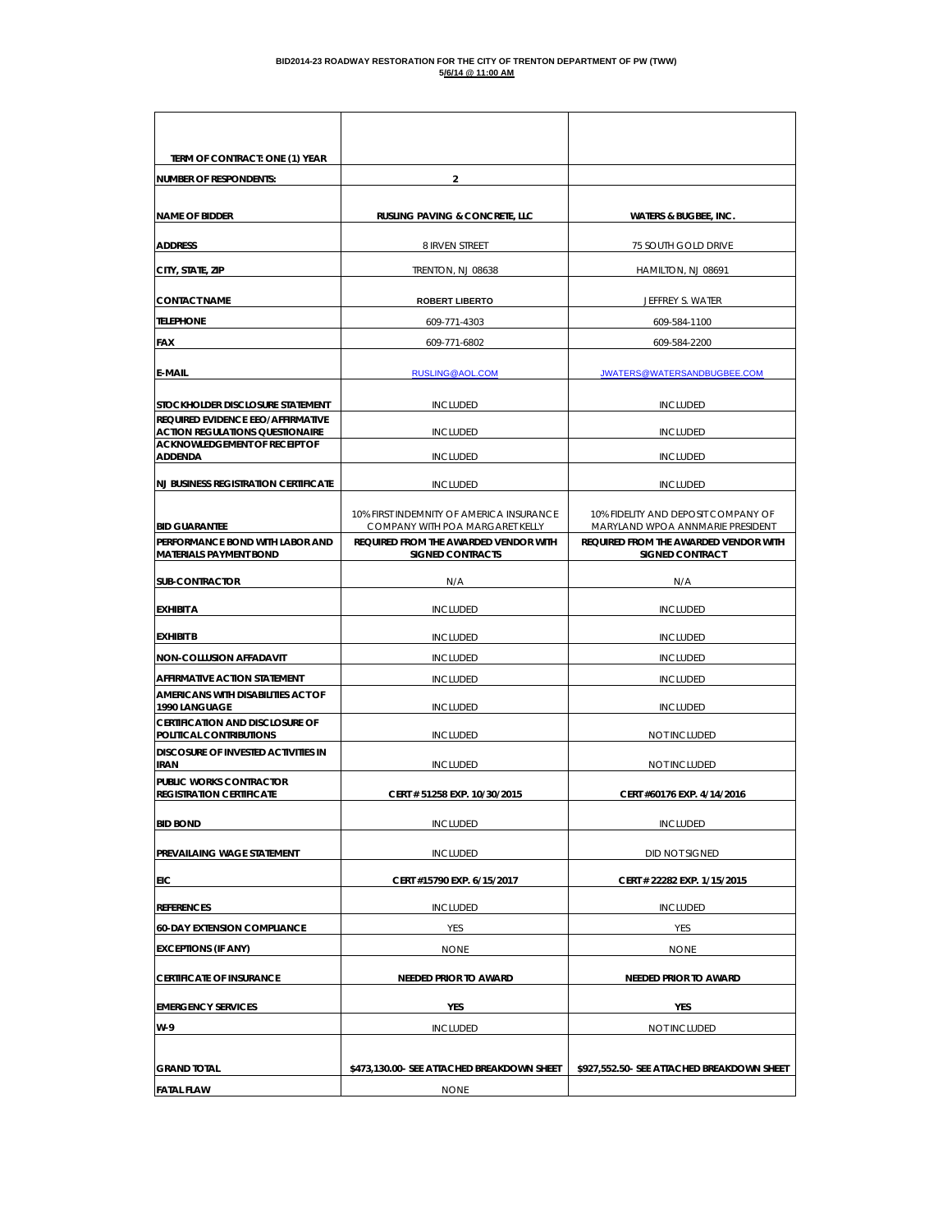**BID2014-23 ROADWAY RESTORATION FOR THE CITY OF TRENTON DEPARTMENT OF PW (TWW)**
**5/6/14 @ 11:00 AM**

| | | |
|---|---|---|
| **TERM OF CONTRACT: ONE (1) YEAR** | | |
| **NUMBER OF RESPONDENTS:** | **2** | |
| **NAME OF BIDDER** | **RUSLING PAVING & CONCRETE, LLC** | **WATERS & BUGBEE, INC.** |
| **ADDRESS** | 8 IRVEN STREET | 75 SOUTH GOLD DRIVE |
| **CITY, STATE, ZIP** | TRENTON, NJ 08638 | HAMILTON, NJ 08691 |
| **CONTACT NAME** | **ROBERT LIBERTO** | JEFFREY S. WATER |
| **TELEPHONE** | 609-771-4303 | 609-584-1100 |
| **FAX** | 609-771-6802 | 609-584-2200 |
| **E-MAIL** | RUSLING@AOL.COM | JWATERS@WATERSANDBUGBEE.COM |
| **STOCKHOLDER DISCLOSURE STATEMENT** | INCLUDED | INCLUDED |
| **REQUIRED EVIDENCE EEO/AFFIRMATIVE ACTION REGULATIONS QUESTIONAIRE** | INCLUDED | INCLUDED |
| **ACKNOWLEDGEMENT OF RECEIPT OF ADDENDA** | INCLUDED | INCLUDED |
| **NJ BUSINESS REGISTRATION CERTIFICATE** | INCLUDED | INCLUDED |
| **BID GUARANTEE** | 10% FIRST INDEMNITY OF AMERICA INSURANCE COMPANY WITH POA MARGARET KELLY | 10% FIDELITY AND DEPOSIT COMPANY OF MARYLAND WPOA ANNMARIE PRESIDENT |
| **PERFORMANCE BOND WITH LABOR AND MATERIALS PAYMENT BOND** | **REQUIRED FROM THE AWARDED VENDOR WITH SIGNED CONTRACTS** | **REQUIRED FROM THE AWARDED VENDOR WITH SIGNED CONTRACT** |
| **SUB-CONTRACTOR** | N/A | N/A |
| **EXHIBIT A** | INCLUDED | INCLUDED |
| **EXHIBIT B** | INCLUDED | INCLUDED |
| **NON-COLLUSION AFFADAVIT** | INCLUDED | INCLUDED |
| **AFFIRMATIVE ACTION STATEMENT** | INCLUDED | INCLUDED |
| **AMERICANS WITH DISABILITIES ACT OF 1990 LANGUAGE** | INCLUDED | INCLUDED |
| **CERTIFICATION AND DISCLOSURE OF POLITICAL CONTRIBUTIONS** | INCLUDED | NOT INCLUDED |
| **DISCOSURE OF INVESTED ACTIVITIES IN IRAN** | INCLUDED | NOT INCLUDED |
| **PUBLIC WORKS CONTRACTOR REGISTRATION CERTIFICATE** | **CERT # 51258 EXP. 10/30/2015** | **CERT #60176 EXP. 4/14/2016** |
| **BID BOND** | INCLUDED | INCLUDED |
| **PREVAILAING WAGE STATEMENT** | INCLUDED | DID NOT SIGNED |
| **EIC** | **CERT #15790 EXP. 6/15/2017** | **CERT # 22282 EXP. 1/15/2015** |
| **REFERENCES** | INCLUDED | INCLUDED |
| **60-DAY EXTENSION COMPLIANCE** | YES | YES |
| **EXCEPTIONS (IF ANY)** | NONE | NONE |
| **CERTIFICATE OF INSURANCE** | **NEEDED PRIOR TO AWARD** | **NEEDED PRIOR TO AWARD** |
| **EMERGENCY SERVICES** | **YES** | **YES** |
| **W-9** | INCLUDED | NOT INCLUDED |
| **GRAND TOTAL** | **$473,130.00- SEE ATTACHED BREAKDOWN SHEET** | **$927,552.50- SEE ATTACHED BREAKDOWN SHEET** |
| **FATAL FLAW** | NONE | |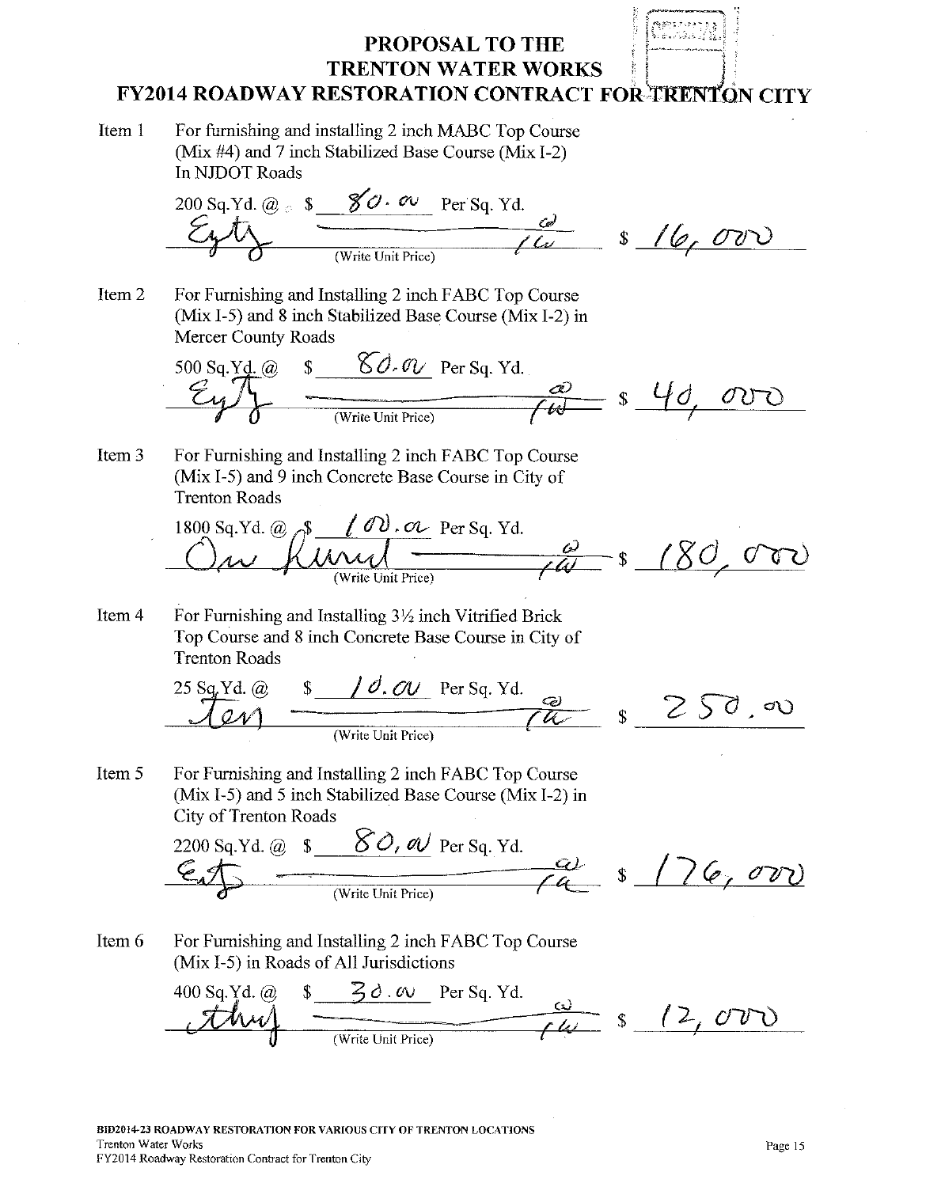# PROPOSAL TO THE TRENTON WATER WORKS
## FY2014 ROADWAY RESTORATION CONTRACT FOR TRENTON CITY

**Item 1** For furnishing and installing 2 inch MABC Top Course (Mix #4) and 7 inch Stabilized Base Course (Mix I-2) In NJDOT Roads

200 Sq.Yd. @ $ 80.00 Per Sq. Yd.

Eighty 00/100 (Write Unit Price) $ 16,000

**Item 2** For Furnishing and Installing 2 inch FABC Top Course (Mix I-5) and 8 inch Stabilized Base Course (Mix I-2) in Mercer County Roads

500 Sq.Yd. @ $ 80.00 Per Sq. Yd.

Eighty 00/100 (Write Unit Price) $ 40,000

**Item 3** For Furnishing and Installing 2 inch FABC Top Course (Mix I-5) and 9 inch Concrete Base Course in City of Trenton Roads

1800 Sq.Yd. @ $ 100.00 Per Sq. Yd.

One hundred 00/100 (Write Unit Price) $ 180,000

**Item 4** For Furnishing and Installing 3½ inch Vitrified Brick Top Course and 8 inch Concrete Base Course in City of Trenton Roads

25 Sq.Yd. @ $ 10.00 Per Sq. Yd.

Ten 00/100 (Write Unit Price) $ 250.00

**Item 5** For Furnishing and Installing 2 inch FABC Top Course (Mix I-5) and 5 inch Stabilized Base Course (Mix I-2) in City of Trenton Roads

2200 Sq.Yd. @ $ 80.00 Per Sq. Yd.

Eighty 00/100 (Write Unit Price) $ 176,000

**Item 6** For Furnishing and Installing 2 inch FABC Top Course (Mix I-5) in Roads of All Jurisdictions

400 Sq.Yd. @ $ 30.00 Per Sq. Yd.

Thirty 00/100 (Write Unit Price) $ 12,000

BID2014-23 ROADWAY RESTORATION FOR VARIOUS CITY OF TRENTON LOCATIONS
Trenton Water Works
FY2014 Roadway Restoration Contract for Trenton City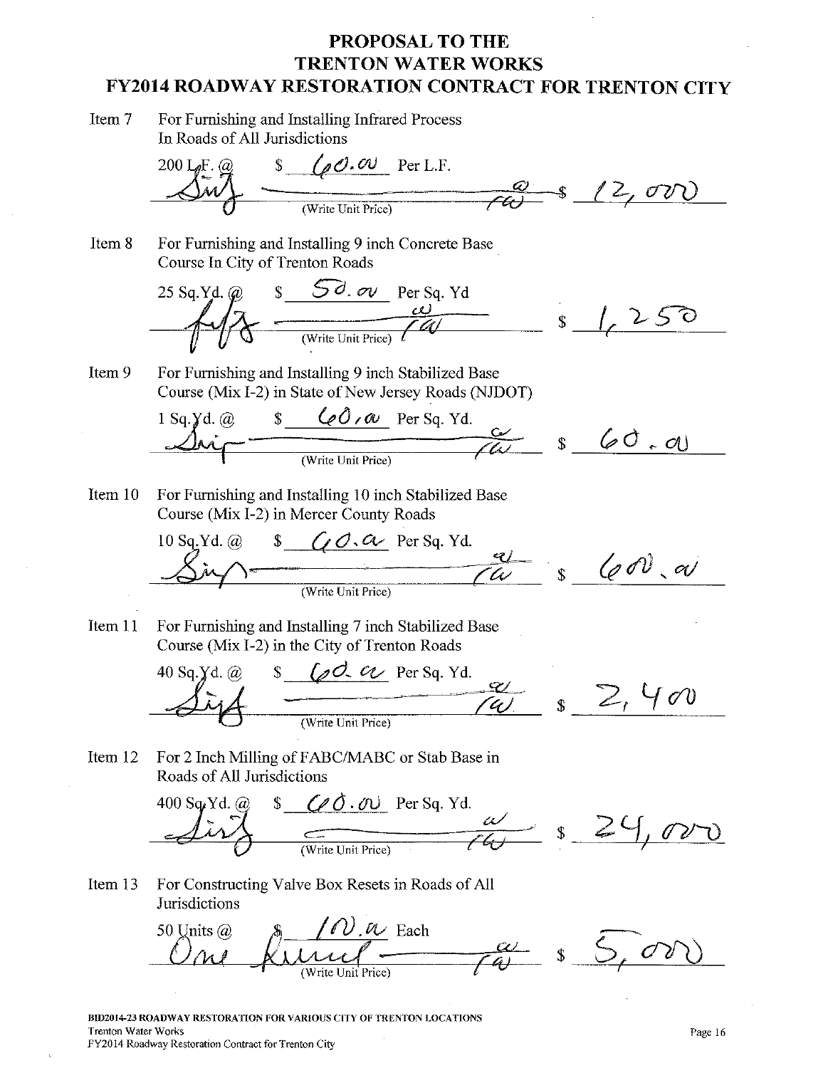# PROPOSAL TO THE
# TRENTON WATER WORKS
## FY2014 ROADWAY RESTORATION CONTRACT FOR TRENTON CITY

**Item 7** For Furnishing and Installing Infrared Process In Roads of All Jurisdictions

200 L.F. @ $ 60.00 Per L.F.

Sixty ______ 00/100 (Write Unit Price) $ 12,000

**Item 8** For Furnishing and Installing 9 inch Concrete Base Course In City of Trenton Roads

25 Sq.Yd. @ $ 50.00 Per Sq. Yd

Fifty ______ 00/100 (Write Unit Price) $ 1,250

**Item 9** For Furnishing and Installing 9 inch Stabilized Base Course (Mix I-2) in State of New Jersey Roads (NJDOT)

1 Sq.Yd. @ $ 60.00 Per Sq. Yd.

Sixty ______ 00/100 (Write Unit Price) $ 60.00

**Item 10** For Furnishing and Installing 10 inch Stabilized Base Course (Mix I-2) in Mercer County Roads

10 Sq.Yd. @ $ 60.00 Per Sq. Yd.

Sixty ______ 00/100 (Write Unit Price) $ 600.00

**Item 11** For Furnishing and Installing 7 inch Stabilized Base Course (Mix I-2) in the City of Trenton Roads

40 Sq.Yd. @ $ 60.00 Per Sq. Yd.

Sixty ______ 00/100 (Write Unit Price) $ 2,400

**Item 12** For 2 Inch Milling of FABC/MABC or Stab Base in Roads of All Jurisdictions

400 Sq.Yd. @ $ 60.00 Per Sq. Yd.

Sixty ______ 00/100 (Write Unit Price) $ 24,000

**Item 13** For Constructing Valve Box Resets in Roads of All Jurisdictions

50 Units @ $ 100.00 Each

One hundred ______ 00/100 (Write Unit Price) $ 5,000

BID2014-23 ROADWAY RESTORATION FOR VARIOUS CITY OF TRENTON LOCATIONS
Trenton Water Works
FY2014 Roadway Restoration Contract for Trenton City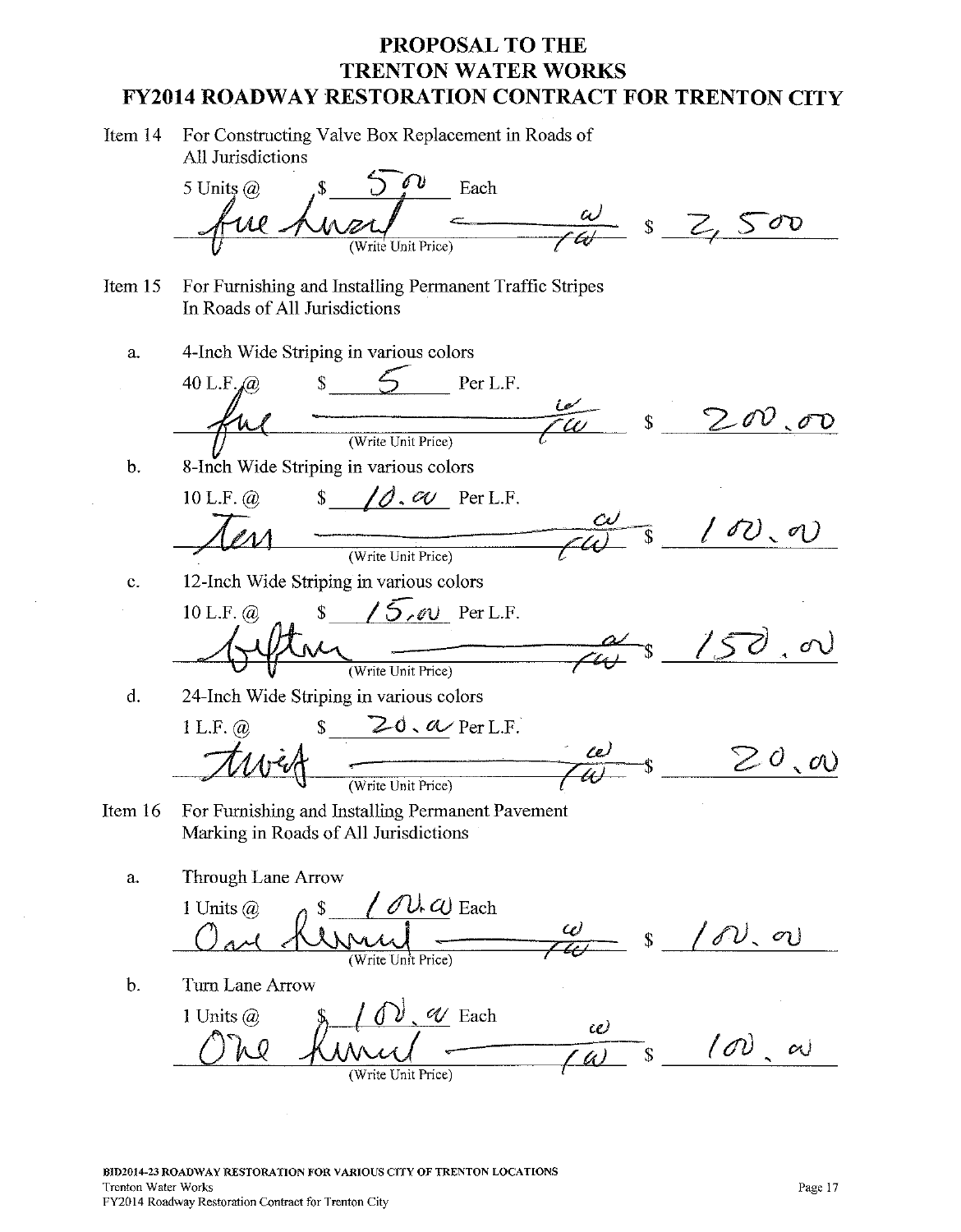# PROPOSAL TO THE TRENTON WATER WORKS
## FY2014 ROADWAY RESTORATION CONTRACT FOR TRENTON CITY

Item 14 For Constructing Valve Box Replacement in Roads of All Jurisdictions

5 Units @ $ 500 Each

five hundred —— 00/00 (Write Unit Price) $ 2,500

Item 15 For Furnishing and Installing Permanent Traffic Stripes In Roads of All Jurisdictions

a. 4-Inch Wide Striping in various colors

40 L.F. @ $ 5 Per L.F.

five —— 00/00 (Write Unit Price) $ 200.00

b. 8-Inch Wide Striping in various colors

10 L.F. @ $ 10.00 Per L.F.

Ten —— 00/00 (Write Unit Price) $ 100.00

c. 12-Inch Wide Striping in various colors

10 L.F. @ $ 15.00 Per L.F.

fifteen —— 00/00 (Write Unit Price) $ 150.00

d. 24-Inch Wide Striping in various colors

1 L.F. @ $ 20.00 Per L.F.

Twenty —— 00/00 (Write Unit Price) $ 20.00

Item 16 For Furnishing and Installing Permanent Pavement Marking in Roads of All Jurisdictions

a. Through Lane Arrow

1 Units @ $ 100.00 Each

One hundred —— 00/00 (Write Unit Price) $ 100.00

b. Turn Lane Arrow

1 Units @ $ 100.00 Each

One hundred —— 00/00 (Write Unit Price) $ 100.00

BID2014-23 ROADWAY RESTORATION FOR VARIOUS CITY OF TRENTON LOCATIONS
Trenton Water Works
FY2014 Roadway Restoration Contract for Trenton City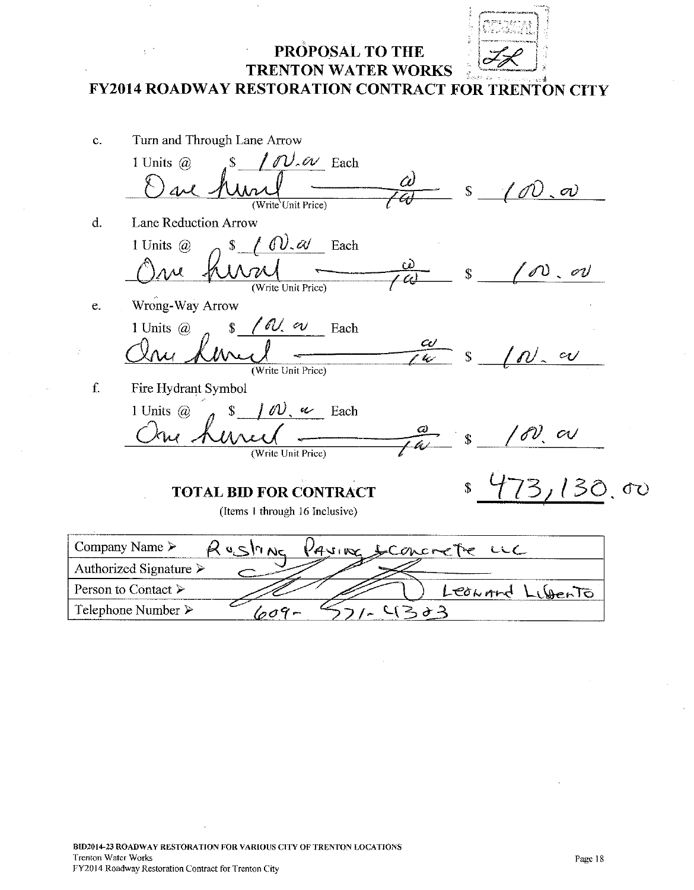# PROPOSAL TO THE TRENTON WATER WORKS

## FY2014 ROADWAY RESTORATION CONTRACT FOR TRENTON CITY

c. Turn and Through Lane Arrow

1 Units @ $ 100.00 Each

One hundred 00/100 (Write Unit Price) $ 100.00

d. Lane Reduction Arrow

1 Units @ $ 100.00 Each

One hundred 00/100 (Write Unit Price) $ 100.00

e. Wrong-Way Arrow

1 Units @ $ 100.00 Each

One hundred 00/100 (Write Unit Price) $ 100.00

f. Fire Hydrant Symbol

1 Units @ $ 100.00 Each

One hundred 00/100 (Write Unit Price) $ 100.00

**TOTAL BID FOR CONTRACT** $ 473,130.00

(Items 1 through 16 Inclusive)

| | |
|---|---|
| Company Name ➢ | Rushing Paving & Concrete LLC |
| Authorized Signature ➢ | [signature] |
| Person to Contact ➢ | Leonard Liberto |
| Telephone Number ➢ | 609-571-4303 |

BID2014-23 ROADWAY RESTORATION FOR VARIOUS CITY OF TRENTON LOCATIONS
Trenton Water Works
FY2014 Roadway Restoration Contract for Trenton City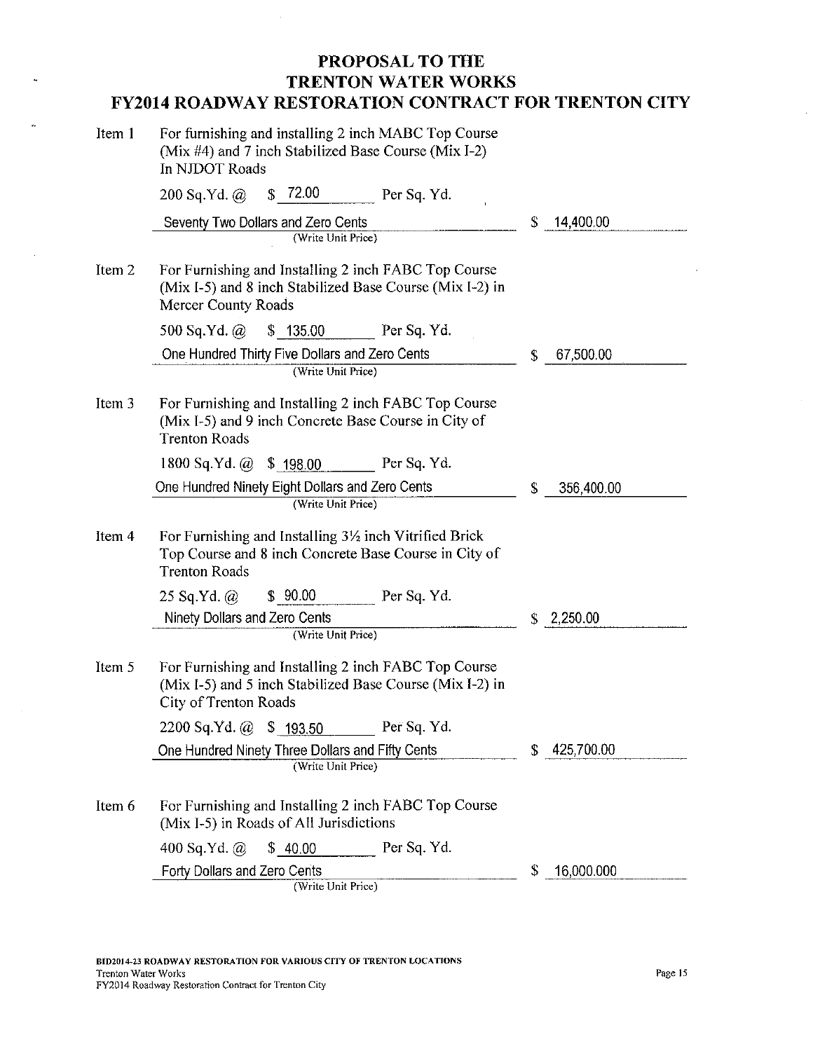# PROPOSAL TO THE TRENTON WATER WORKS
# FY2014 ROADWAY RESTORATION CONTRACT FOR TRENTON CITY

**Item 1** For furnishing and installing 2 inch MABC Top Course (Mix #4) and 7 inch Stabilized Base Course (Mix I-2) In NJDOT Roads

200 Sq.Yd. @ $ 72.00 Per Sq. Yd.

Seventy Two Dollars and Zero Cents (Write Unit Price) $ 14,400.00

**Item 2** For Furnishing and Installing 2 inch FABC Top Course (Mix I-5) and 8 inch Stabilized Base Course (Mix I-2) in Mercer County Roads

500 Sq.Yd. @ $ 135.00 Per Sq. Yd.

One Hundred Thirty Five Dollars and Zero Cents (Write Unit Price) $ 67,500.00

**Item 3** For Furnishing and Installing 2 inch FABC Top Course (Mix I-5) and 9 inch Concrete Base Course in City of Trenton Roads

1800 Sq.Yd. @ $ 198.00 Per Sq. Yd.

One Hundred Ninety Eight Dollars and Zero Cents (Write Unit Price) $ 356,400.00

**Item 4** For Furnishing and Installing 3½ inch Vitrified Brick Top Course and 8 inch Concrete Base Course in City of Trenton Roads

25 Sq.Yd. @ $ 90.00 Per Sq. Yd.

Ninety Dollars and Zero Cents (Write Unit Price) $ 2,250.00

**Item 5** For Furnishing and Installing 2 inch FABC Top Course (Mix I-5) and 5 inch Stabilized Base Course (Mix I-2) in City of Trenton Roads

2200 Sq.Yd. @ $ 193.50 Per Sq. Yd.

One Hundred Ninety Three Dollars and Fifty Cents (Write Unit Price) $ 425,700.00

**Item 6** For Furnishing and Installing 2 inch FABC Top Course (Mix I-5) in Roads of All Jurisdictions

400 Sq.Yd. @ $ 40.00 Per Sq. Yd.

Forty Dollars and Zero Cents (Write Unit Price) $ 16,000.000

BID2014-23 ROADWAY RESTORATION FOR VARIOUS CITY OF TRENTON LOCATIONS
Trenton Water Works
FY2014 Roadway Restoration Contract for Trenton City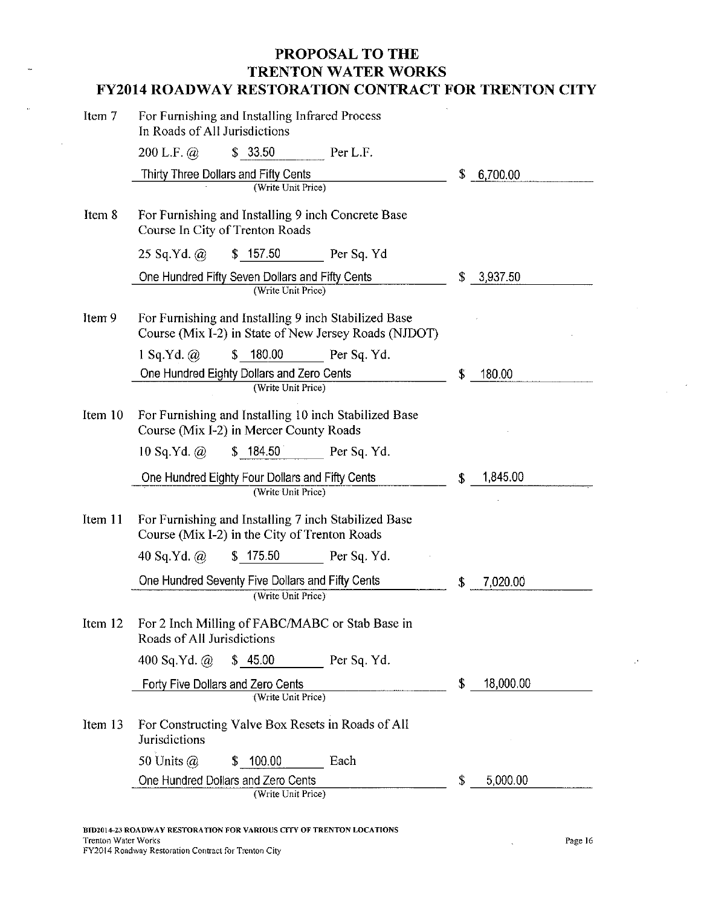# PROPOSAL TO THE TRENTON WATER WORKS FY2014 ROADWAY RESTORATION CONTRACT FOR TRENTON CITY

**Item 7** For Furnishing and Installing Infrared Process In Roads of All Jurisdictions

200 L.F. @ $ 33.50 Per L.F.

Thirty Three Dollars and Fifty Cents (Write Unit Price) — $ 6,700.00

**Item 8** For Furnishing and Installing 9 inch Concrete Base Course In City of Trenton Roads

25 Sq.Yd. @ $ 157.50 Per Sq. Yd

One Hundred Fifty Seven Dollars and Fifty Cents (Write Unit Price) — $ 3,937.50

**Item 9** For Furnishing and Installing 9 inch Stabilized Base Course (Mix I-2) in State of New Jersey Roads (NJDOT)

1 Sq.Yd. @ $ 180.00 Per Sq. Yd.

One Hundred Eighty Dollars and Zero Cents (Write Unit Price) — $ 180.00

**Item 10** For Furnishing and Installing 10 inch Stabilized Base Course (Mix I-2) in Mercer County Roads

10 Sq.Yd. @ $ 184.50 Per Sq. Yd.

One Hundred Eighty Four Dollars and Fifty Cents (Write Unit Price) — $ 1,845.00

**Item 11** For Furnishing and Installing 7 inch Stabilized Base Course (Mix I-2) in the City of Trenton Roads

40 Sq.Yd. @ $ 175.50 Per Sq. Yd.

One Hundred Seventy Five Dollars and Fifty Cents (Write Unit Price) — $ 7,020.00

**Item 12** For 2 Inch Milling of FABC/MABC or Stab Base in Roads of All Jurisdictions

400 Sq.Yd. @ $ 45.00 Per Sq. Yd.

Forty Five Dollars and Zero Cents (Write Unit Price) — $ 18,000.00

**Item 13** For Constructing Valve Box Resets in Roads of All Jurisdictions

50 Units @ $ 100.00 Each

One Hundred Dollars and Zero Cents (Write Unit Price) — $ 5,000.00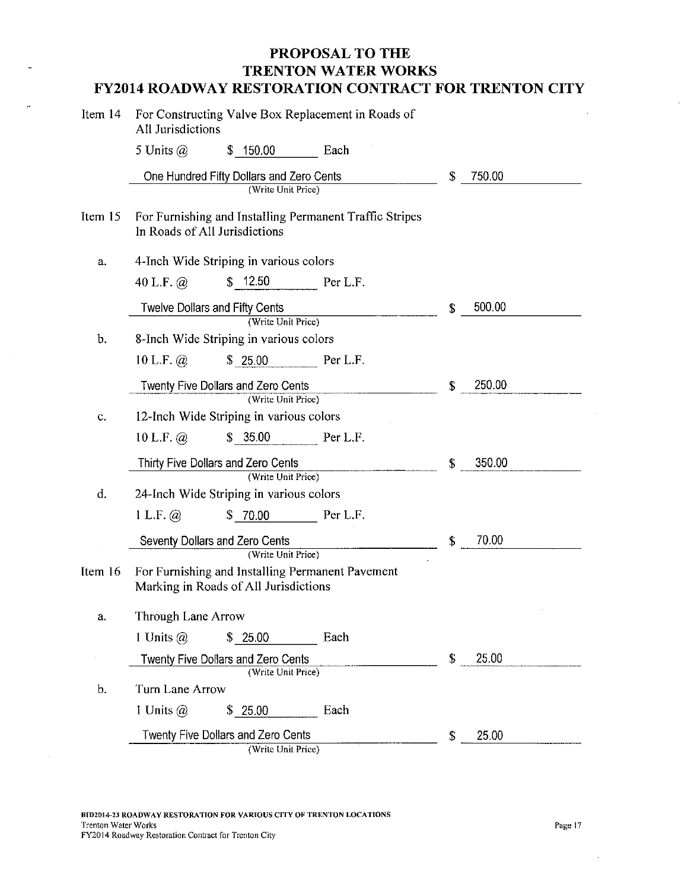# PROPOSAL TO THE TRENTON WATER WORKS
## FY2014 ROADWAY RESTORATION CONTRACT FOR TRENTON CITY

**Item 14** For Constructing Valve Box Replacement in Roads of All Jurisdictions

5 Units @ $ 150.00 Each

One Hundred Fifty Dollars and Zero Cents (Write Unit Price) — $ 750.00

**Item 15** For Furnishing and Installing Permanent Traffic Stripes In Roads of All Jurisdictions

a. 4-Inch Wide Striping in various colors

40 L.F. @ $ 12.50 Per L.F.

Twelve Dollars and Fifty Cents (Write Unit Price) — $ 500.00

b. 8-Inch Wide Striping in various colors

10 L.F. @ $ 25.00 Per L.F.

Twenty Five Dollars and Zero Cents (Write Unit Price) — $ 250.00

c. 12-Inch Wide Striping in various colors

10 L.F. @ $ 35.00 Per L.F.

Thirty Five Dollars and Zero Cents (Write Unit Price) — $ 350.00

d. 24-Inch Wide Striping in various colors

1 L.F. @ $ 70.00 Per L.F.

Seventy Dollars and Zero Cents (Write Unit Price) — $ 70.00

**Item 16** For Furnishing and Installing Permanent Pavement Marking in Roads of All Jurisdictions

a. Through Lane Arrow

1 Units @ $ 25.00 Each

Twenty Five Dollars and Zero Cents (Write Unit Price) — $ 25.00

b. Turn Lane Arrow

1 Units @ $ 25.00 Each

Twenty Five Dollars and Zero Cents (Write Unit Price) — $ 25.00

BID2014-23 ROADWAY RESTORATION FOR VARIOUS CITY OF TRENTON LOCATIONS
Trenton Water Works
FY2014 Roadway Restoration Contract for Trenton City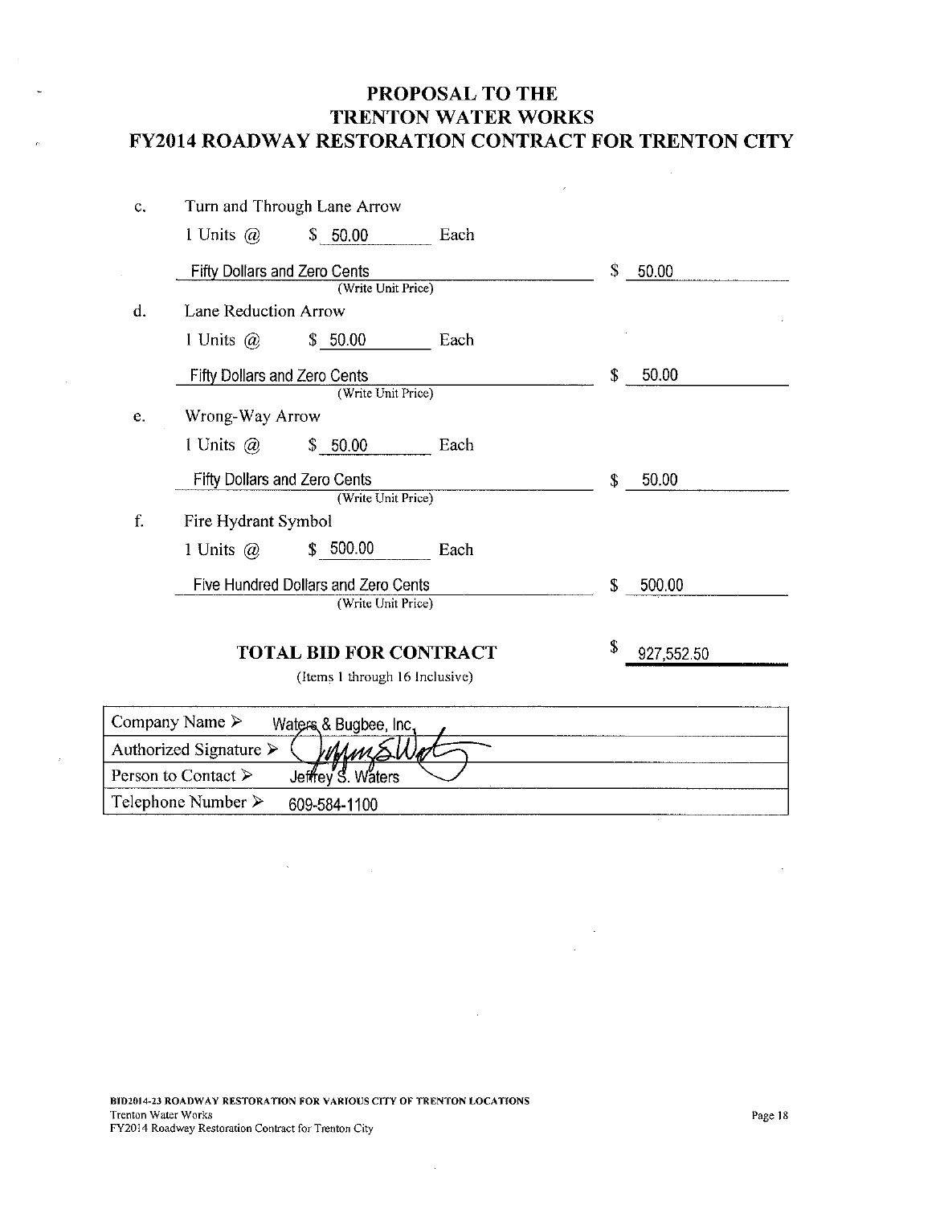# PROPOSAL TO THE TRENTON WATER WORKS FY2014 ROADWAY RESTORATION CONTRACT FOR TRENTON CITY

c. Turn and Through Lane Arrow

1 Units @ $ 50.00 Each

Fifty Dollars and Zero Cents (Write Unit Price) $ 50.00

d. Lane Reduction Arrow

1 Units @ $ 50.00 Each

Fifty Dollars and Zero Cents (Write Unit Price) $ 50.00

e. Wrong-Way Arrow

1 Units @ $ 50.00 Each

Fifty Dollars and Zero Cents (Write Unit Price) $ 50.00

f. Fire Hydrant Symbol

1 Units @ $ 500.00 Each

Five Hundred Dollars and Zero Cents (Write Unit Price) $ 500.00

**TOTAL BID FOR CONTRACT** $ 927,552.50

(Items 1 through 16 Inclusive)

| | |
|---|---|
| Company Name ➢ | Waters & Bugbee, Inc. |
| Authorized Signature ➢ | *(signature)* |
| Person to Contact ➢ | Jeffrey S. Waters |
| Telephone Number ➢ | 609-584-1100 |

BID2014-23 ROADWAY RESTORATION FOR VARIOUS CITY OF TRENTON LOCATIONS
Trenton Water Works
FY2014 Roadway Restoration Contract for Trenton City